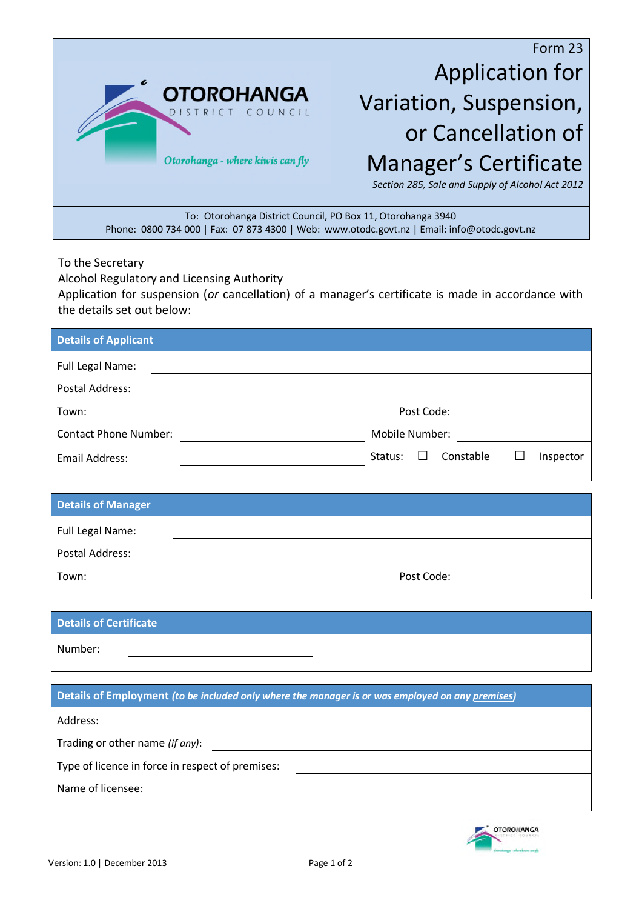Form 23

# Application for Variation, Suspension, or Cancellation of Manager's Certificate

*Section 285, Sale and Supply of Alcohol Act 2012*

OTOROHANGA DISTRICT COUNCIL

*Otorohanga - where kiwis can fly*

To: Otorohanga District Council, PO Box 11, Otorohanga 3940
Phone: 0800 734 000 | Fax: 07 873 4300 | Web: www.otodc.govt.nz | Email: info@otodc.govt.nz

To the Secretary
Alcohol Regulatory and Licensing Authority
Application for suspension (*or* cancellation) of a manager's certificate is made in accordance with the details set out below:

## Details of Applicant

Full Legal Name: ______________________________

Postal Address: ______________________________

Town: ______________________ Post Code: ____________

Contact Phone Number: ____________________ Mobile Number: ____________

Email Address: ____________________ Status: ☐ Constable ☐ Inspector

## Details of Manager

Full Legal Name: ______________________________

Postal Address: ______________________________

Town: ______________________ Post Code: ____________

## Details of Certificate

Number: ____________________

## Details of Employment *(to be included only where the manager is or was employed on any premises)*

Address: ______________________________

Trading or other name *(if any)*: ______________________________

Type of licence in force in respect of premises: ______________________________

Name of licensee: ______________________________

Version: 1.0 | December 2013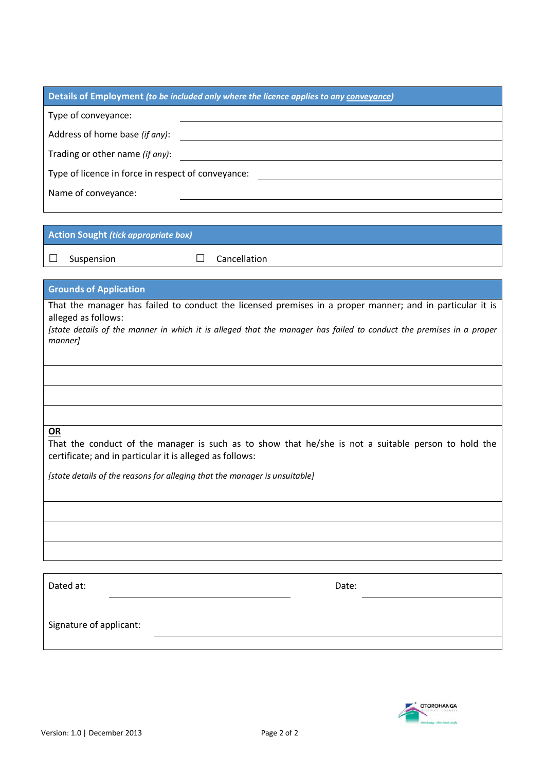## Details of Employment *(to be included only where the licence applies to any conveyance)*

Type of conveyance: \_\_\_\_\_\_\_\_\_\_\_\_\_\_\_\_\_\_\_\_

Address of home base *(if any)*: \_\_\_\_\_\_\_\_\_\_\_\_\_\_\_\_\_\_\_\_

Trading or other name *(if any)*: \_\_\_\_\_\_\_\_\_\_\_\_\_\_\_\_\_\_\_\_

Type of licence in force in respect of conveyance: \_\_\_\_\_\_\_\_\_\_\_\_\_\_\_\_\_\_\_\_

Name of conveyance: \_\_\_\_\_\_\_\_\_\_\_\_\_\_\_\_\_\_\_\_

## Action Sought *(tick appropriate box)*

☐ Suspension ☐ Cancellation

## Grounds of Application

That the manager has failed to conduct the licensed premises in a proper manner; and in particular it is alleged as follows:

*[state details of the manner in which it is alleged that the manager has failed to conduct the premises in a proper manner]*

\_\_\_\_\_\_\_\_\_\_\_\_\_\_\_\_\_\_\_\_

\_\_\_\_\_\_\_\_\_\_\_\_\_\_\_\_\_\_\_\_

\_\_\_\_\_\_\_\_\_\_\_\_\_\_\_\_\_\_\_\_

**OR**

That the conduct of the manager is such as to show that he/she is not a suitable person to hold the certificate; and in particular it is alleged as follows:

*[state details of the reasons for alleging that the manager is unsuitable]*

\_\_\_\_\_\_\_\_\_\_\_\_\_\_\_\_\_\_\_\_

\_\_\_\_\_\_\_\_\_\_\_\_\_\_\_\_\_\_\_\_

\_\_\_\_\_\_\_\_\_\_\_\_\_\_\_\_\_\_\_\_

Dated at: \_\_\_\_\_\_\_\_\_\_\_\_\_\_\_\_\_\_\_\_ Date: \_\_\_\_\_\_\_\_\_\_\_\_\_\_\_\_\_\_\_\_

Signature of applicant: \_\_\_\_\_\_\_\_\_\_\_\_\_\_\_\_\_\_\_\_

Version: 1.0 | December 2013